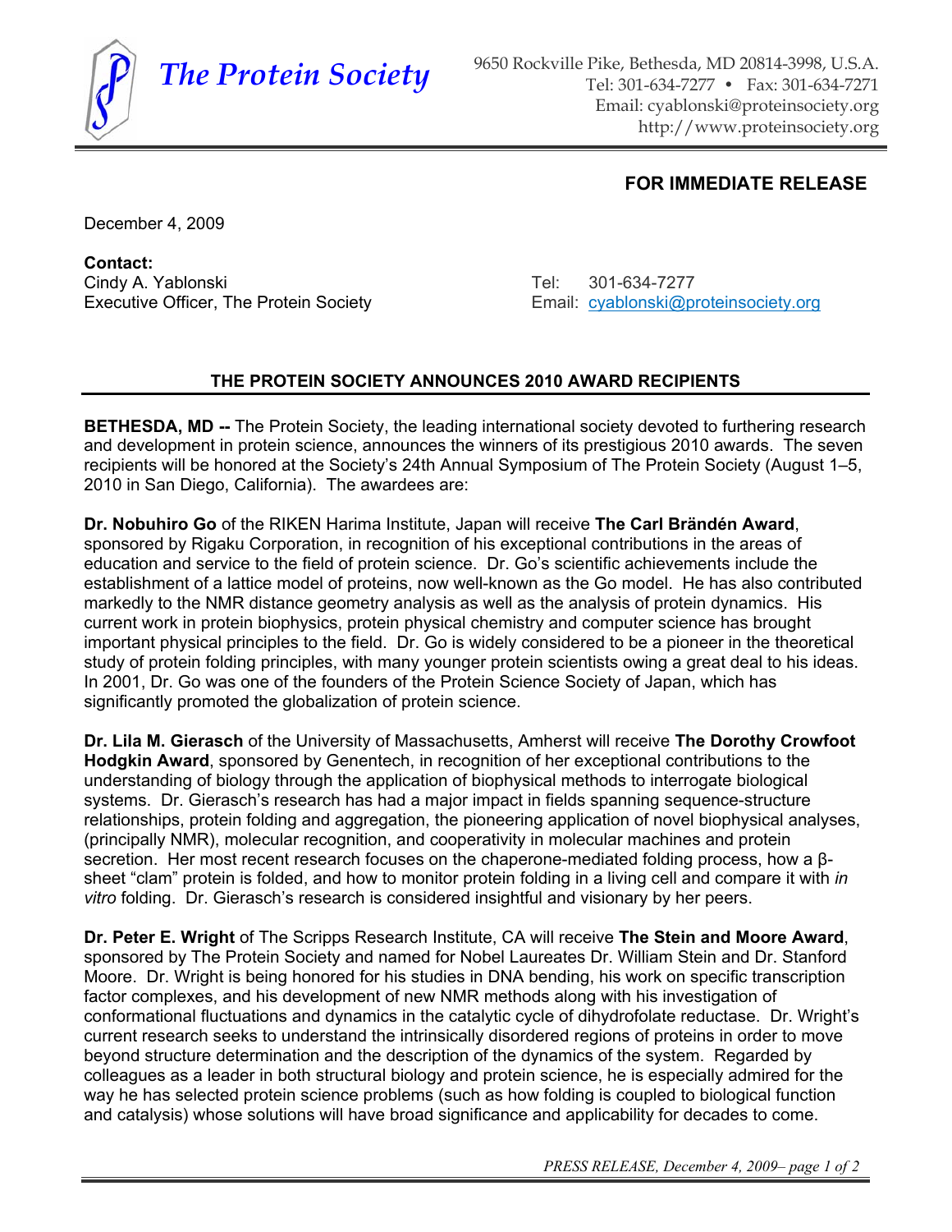**The Protein Society**

9650 Rockville Pike, Bethesda, MD 20814-3998, U.S.A.
Tel: 301-634-7277 • Fax: 301-634-7271
Email: cyablonski@proteinsociety.org
http://www.proteinsociety.org

**FOR IMMEDIATE RELEASE**

December 4, 2009

**Contact:**
Cindy A. Yablonski
Executive Officer, The Protein Society

Tel: 301-634-7277
Email: cyablonski@proteinsociety.org

## THE PROTEIN SOCIETY ANNOUNCES 2010 AWARD RECIPIENTS

**BETHESDA, MD --** The Protein Society, the leading international society devoted to furthering research and development in protein science, announces the winners of its prestigious 2010 awards. The seven recipients will be honored at the Society's 24th Annual Symposium of The Protein Society (August 1–5, 2010 in San Diego, California). The awardees are:

**Dr. Nobuhiro Go** of the RIKEN Harima Institute, Japan will receive **The Carl Brändén Award**, sponsored by Rigaku Corporation, in recognition of his exceptional contributions in the areas of education and service to the field of protein science. Dr. Go's scientific achievements include the establishment of a lattice model of proteins, now well-known as the Go model. He has also contributed markedly to the NMR distance geometry analysis as well as the analysis of protein dynamics. His current work in protein biophysics, protein physical chemistry and computer science has brought important physical principles to the field. Dr. Go is widely considered to be a pioneer in the theoretical study of protein folding principles, with many younger protein scientists owing a great deal to his ideas. In 2001, Dr. Go was one of the founders of the Protein Science Society of Japan, which has significantly promoted the globalization of protein science.

**Dr. Lila M. Gierasch** of the University of Massachusetts, Amherst will receive **The Dorothy Crowfoot Hodgkin Award**, sponsored by Genentech, in recognition of her exceptional contributions to the understanding of biology through the application of biophysical methods to interrogate biological systems. Dr. Gierasch's research has had a major impact in fields spanning sequence-structure relationships, protein folding and aggregation, the pioneering application of novel biophysical analyses, (principally NMR), molecular recognition, and cooperativity in molecular machines and protein secretion. Her most recent research focuses on the chaperone-mediated folding process, how a β-sheet "clam" protein is folded, and how to monitor protein folding in a living cell and compare it with *in vitro* folding. Dr. Gierasch's research is considered insightful and visionary by her peers.

**Dr. Peter E. Wright** of The Scripps Research Institute, CA will receive **The Stein and Moore Award**, sponsored by The Protein Society and named for Nobel Laureates Dr. William Stein and Dr. Stanford Moore. Dr. Wright is being honored for his studies in DNA bending, his work on specific transcription factor complexes, and his development of new NMR methods along with his investigation of conformational fluctuations and dynamics in the catalytic cycle of dihydrofolate reductase. Dr. Wright's current research seeks to understand the intrinsically disordered regions of proteins in order to move beyond structure determination and the description of the dynamics of the system. Regarded by colleagues as a leader in both structural biology and protein science, he is especially admired for the way he has selected protein science problems (such as how folding is coupled to biological function and catalysis) whose solutions will have broad significance and applicability for decades to come.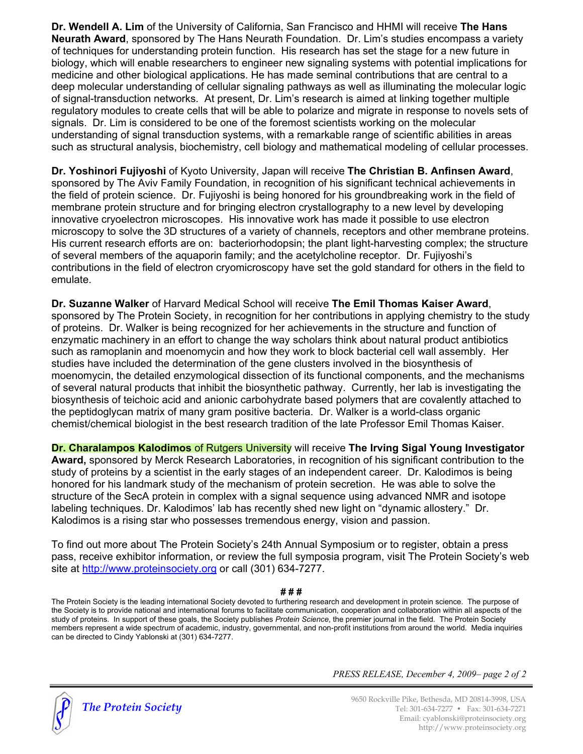**Dr. Wendell A. Lim** of the University of California, San Francisco and HHMI will receive **The Hans Neurath Award**, sponsored by The Hans Neurath Foundation. Dr. Lim's studies encompass a variety of techniques for understanding protein function. His research has set the stage for a new future in biology, which will enable researchers to engineer new signaling systems with potential implications for medicine and other biological applications. He has made seminal contributions that are central to a deep molecular understanding of cellular signaling pathways as well as illuminating the molecular logic of signal-transduction networks. At present, Dr. Lim's research is aimed at linking together multiple regulatory modules to create cells that will be able to polarize and migrate in response to novels sets of signals. Dr. Lim is considered to be one of the foremost scientists working on the molecular understanding of signal transduction systems, with a remarkable range of scientific abilities in areas such as structural analysis, biochemistry, cell biology and mathematical modeling of cellular processes.

**Dr. Yoshinori Fujiyoshi** of Kyoto University, Japan will receive **The Christian B. Anfinsen Award**, sponsored by The Aviv Family Foundation, in recognition of his significant technical achievements in the field of protein science. Dr. Fujiyoshi is being honored for his groundbreaking work in the field of membrane protein structure and for bringing electron crystallography to a new level by developing innovative cryoelectron microscopes. His innovative work has made it possible to use electron microscopy to solve the 3D structures of a variety of channels, receptors and other membrane proteins. His current research efforts are on: bacteriorhodopsin; the plant light-harvesting complex; the structure of several members of the aquaporin family; and the acetylcholine receptor. Dr. Fujiyoshi's contributions in the field of electron cryomicroscopy have set the gold standard for others in the field to emulate.

**Dr. Suzanne Walker** of Harvard Medical School will receive **The Emil Thomas Kaiser Award**, sponsored by The Protein Society, in recognition for her contributions in applying chemistry to the study of proteins. Dr. Walker is being recognized for her achievements in the structure and function of enzymatic machinery in an effort to change the way scholars think about natural product antibiotics such as ramoplanin and moenomycin and how they work to block bacterial cell wall assembly. Her studies have included the determination of the gene clusters involved in the biosynthesis of moenomycin, the detailed enzymological dissection of its functional components, and the mechanisms of several natural products that inhibit the biosynthetic pathway. Currently, her lab is investigating the biosynthesis of teichoic acid and anionic carbohydrate based polymers that are covalently attached to the peptidoglycan matrix of many gram positive bacteria. Dr. Walker is a world-class organic chemist/chemical biologist in the best research tradition of the late Professor Emil Thomas Kaiser.

**Dr. Charalampos Kalodimos** of Rutgers University will receive **The Irving Sigal Young Investigator Award,** sponsored by Merck Research Laboratories, in recognition of his significant contribution to the study of proteins by a scientist in the early stages of an independent career. Dr. Kalodimos is being honored for his landmark study of the mechanism of protein secretion. He was able to solve the structure of the SecA protein in complex with a signal sequence using advanced NMR and isotope labeling techniques. Dr. Kalodimos' lab has recently shed new light on "dynamic allostery." Dr. Kalodimos is a rising star who possesses tremendous energy, vision and passion.

To find out more about The Protein Society's 24th Annual Symposium or to register, obtain a press pass, receive exhibitor information, or review the full symposia program, visit The Protein Society's web site at http://www.proteinsociety.org or call (301) 634-7277.

**# # #**

The Protein Society is the leading international Society devoted to furthering research and development in protein science. The purpose of the Society is to provide national and international forums to facilitate communication, cooperation and collaboration within all aspects of the study of proteins. In support of these goals, the Society publishes *Protein Science*, the premier journal in the field. The Protein Society members represent a wide spectrum of academic, industry, governmental, and non-profit institutions from around the world. Media inquiries can be directed to Cindy Yablonski at (301) 634-7277.

*The Protein Society*

9650 Rockville Pike, Bethesda, MD 20814-3998, USA
Tel: 301-634-7277 • Fax: 301-634-7271
Email: cyablonski@proteinsociety.org
http://www.proteinsociety.org